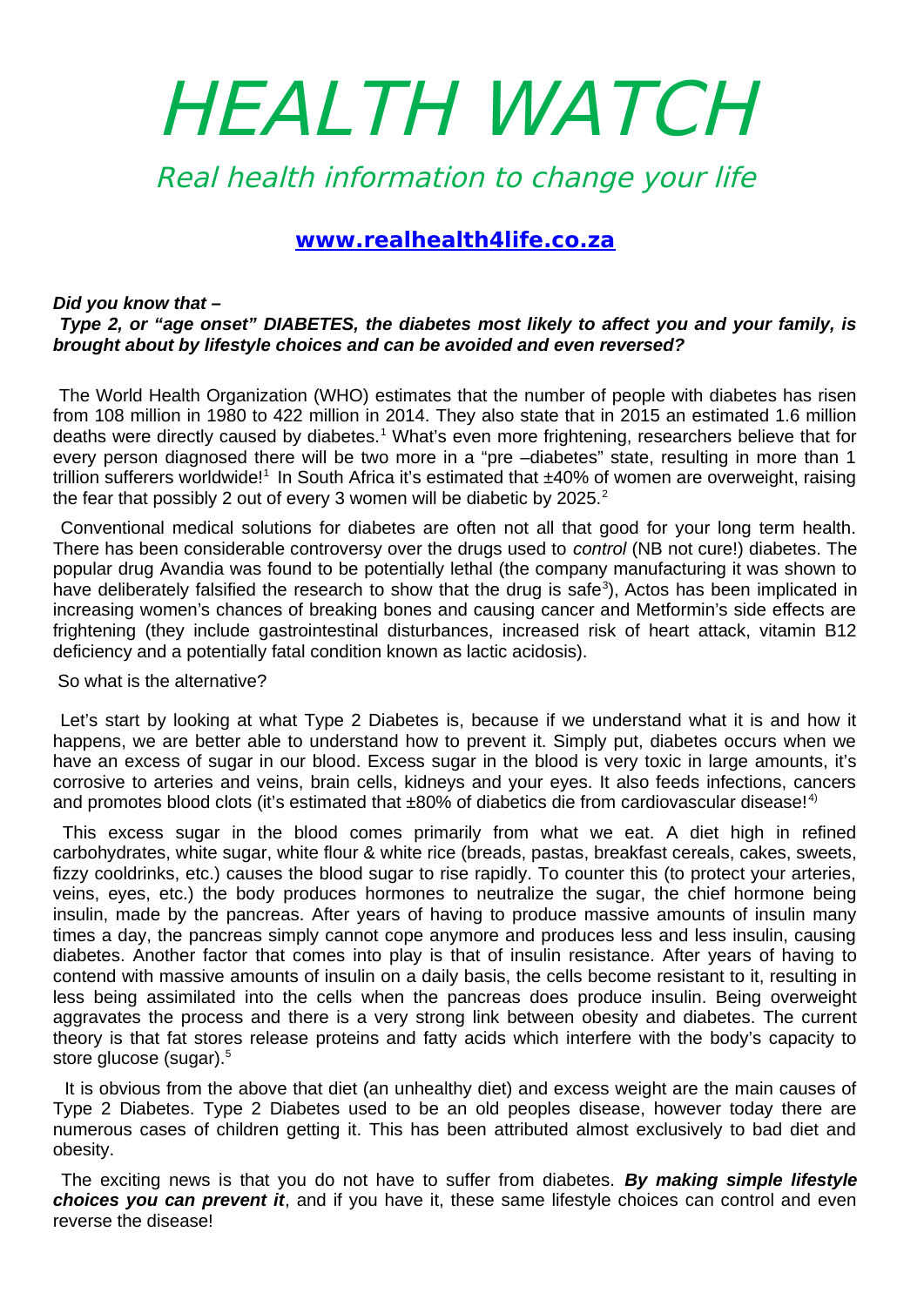# HEALTH WATCH

## Real health information to change your life

**[www.realhealth4life.co.za](http://www.realhealth4life.co.za)**

***Did you know that –***

***Type 2, or "age onset" DIABETES, the diabetes most likely to affect you and your family, is brought about by lifestyle choices and can be avoided and even reversed?***

The World Health Organization (WHO) estimates that the number of people with diabetes has risen from 108 million in 1980 to 422 million in 2014. They also state that in 2015 an estimated 1.6 million deaths were directly caused by diabetes.[1] What's even more frightening, researchers believe that for every person diagnosed there will be two more in a "pre –diabetes" state, resulting in more than 1 trillion sufferers worldwide![1] In South Africa it's estimated that ±40% of women are overweight, raising the fear that possibly 2 out of every 3 women will be diabetic by 2025.[2]

Conventional medical solutions for diabetes are often not all that good for your long term health. There has been considerable controversy over the drugs used to *control* (NB not cure!) diabetes. The popular drug Avandia was found to be potentially lethal (the company manufacturing it was shown to have deliberately falsified the research to show that the drug is safe[3]), Actos has been implicated in increasing women's chances of breaking bones and causing cancer and Metformin's side effects are frightening (they include gastrointestinal disturbances, increased risk of heart attack, vitamin B12 deficiency and a potentially fatal condition known as lactic acidosis).

So what is the alternative?

Let's start by looking at what Type 2 Diabetes is, because if we understand what it is and how it happens, we are better able to understand how to prevent it. Simply put, diabetes occurs when we have an excess of sugar in our blood. Excess sugar in the blood is very toxic in large amounts, it's corrosive to arteries and veins, brain cells, kidneys and your eyes. It also feeds infections, cancers and promotes blood clots (it's estimated that ±80% of diabetics die from cardiovascular disease![4])

This excess sugar in the blood comes primarily from what we eat. A diet high in refined carbohydrates, white sugar, white flour & white rice (breads, pastas, breakfast cereals, cakes, sweets, fizzy cooldrinks, etc.) causes the blood sugar to rise rapidly. To counter this (to protect your arteries, veins, eyes, etc.) the body produces hormones to neutralize the sugar, the chief hormone being insulin, made by the pancreas. After years of having to produce massive amounts of insulin many times a day, the pancreas simply cannot cope anymore and produces less and less insulin, causing diabetes. Another factor that comes into play is that of insulin resistance. After years of having to contend with massive amounts of insulin on a daily basis, the cells become resistant to it, resulting in less being assimilated into the cells when the pancreas does produce insulin. Being overweight aggravates the process and there is a very strong link between obesity and diabetes. The current theory is that fat stores release proteins and fatty acids which interfere with the body's capacity to store glucose (sugar).[5]

It is obvious from the above that diet (an unhealthy diet) and excess weight are the main causes of Type 2 Diabetes. Type 2 Diabetes used to be an old peoples disease, however today there are numerous cases of children getting it. This has been attributed almost exclusively to bad diet and obesity.

The exciting news is that you do not have to suffer from diabetes. ***By making simple lifestyle choices you can prevent it***, and if you have it, these same lifestyle choices can control and even reverse the disease!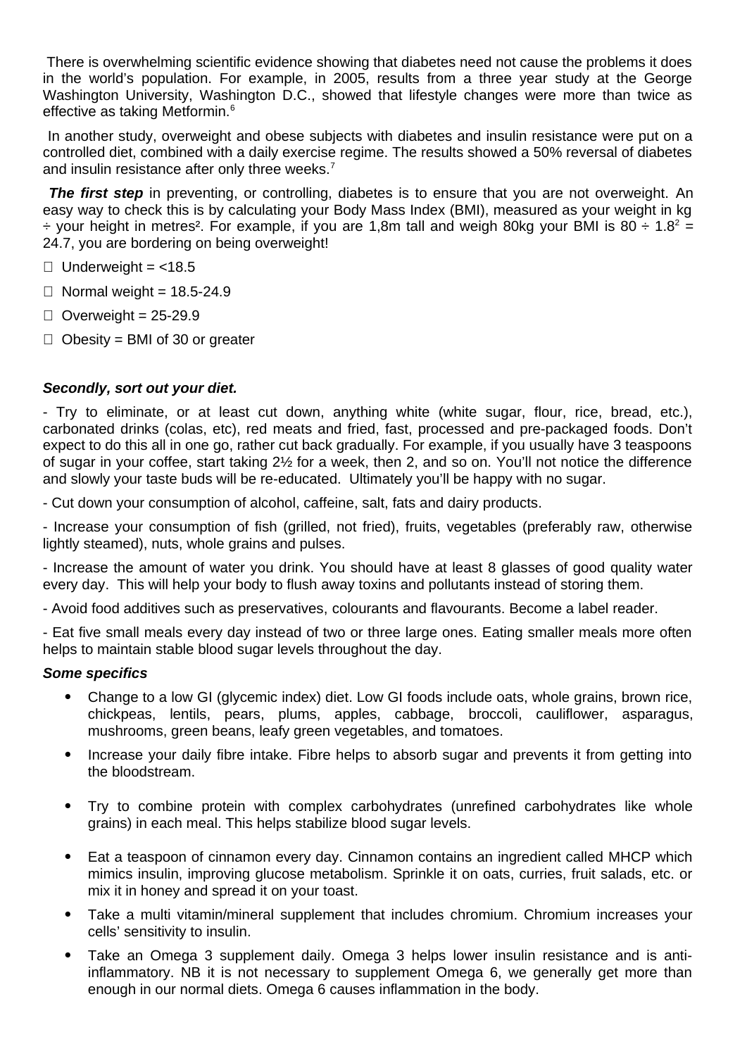There is overwhelming scientific evidence showing that diabetes need not cause the problems it does in the world's population. For example, in 2005, results from a three year study at the George Washington University, Washington D.C., showed that lifestyle changes were more than twice as effective as taking Metformin.[6]

In another study, overweight and obese subjects with diabetes and insulin resistance were put on a controlled diet, combined with a daily exercise regime. The results showed a 50% reversal of diabetes and insulin resistance after only three weeks.[7]

***The first step*** in preventing, or controlling, diabetes is to ensure that you are not overweight. An easy way to check this is by calculating your Body Mass Index (BMI), measured as your weight in kg ÷ your height in metres². For example, if you are 1,8m tall and weigh 80kg your BMI is $80 \div 1.8^2 = 24.7$, you are bordering on being overweight!

- Underweight = <18.5
- Normal weight = 18.5-24.9
- Overweight = 25-29.9
- Obesity = BMI of 30 or greater

***Secondly, sort out your diet.***

- Try to eliminate, or at least cut down, anything white (white sugar, flour, rice, bread, etc.), carbonated drinks (colas, etc), red meats and fried, fast, processed and pre-packaged foods. Don't expect to do this all in one go, rather cut back gradually. For example, if you usually have 3 teaspoons of sugar in your coffee, start taking 2½ for a week, then 2, and so on. You'll not notice the difference and slowly your taste buds will be re-educated. Ultimately you'll be happy with no sugar.

- Cut down your consumption of alcohol, caffeine, salt, fats and dairy products.

- Increase your consumption of fish (grilled, not fried), fruits, vegetables (preferably raw, otherwise lightly steamed), nuts, whole grains and pulses.

- Increase the amount of water you drink. You should have at least 8 glasses of good quality water every day. This will help your body to flush away toxins and pollutants instead of storing them.

- Avoid food additives such as preservatives, colourants and flavourants. Become a label reader.

- Eat five small meals every day instead of two or three large ones. Eating smaller meals more often helps to maintain stable blood sugar levels throughout the day.

***Some specifics***

- Change to a low GI (glycemic index) diet. Low GI foods include oats, whole grains, brown rice, chickpeas, lentils, pears, plums, apples, cabbage, broccoli, cauliflower, asparagus, mushrooms, green beans, leafy green vegetables, and tomatoes.
- Increase your daily fibre intake. Fibre helps to absorb sugar and prevents it from getting into the bloodstream.
- Try to combine protein with complex carbohydrates (unrefined carbohydrates like whole grains) in each meal. This helps stabilize blood sugar levels.
- Eat a teaspoon of cinnamon every day. Cinnamon contains an ingredient called MHCP which mimics insulin, improving glucose metabolism. Sprinkle it on oats, curries, fruit salads, etc. or mix it in honey and spread it on your toast.
- Take a multi vitamin/mineral supplement that includes chromium. Chromium increases your cells' sensitivity to insulin.
- Take an Omega 3 supplement daily. Omega 3 helps lower insulin resistance and is anti-inflammatory. NB it is not necessary to supplement Omega 6, we generally get more than enough in our normal diets. Omega 6 causes inflammation in the body.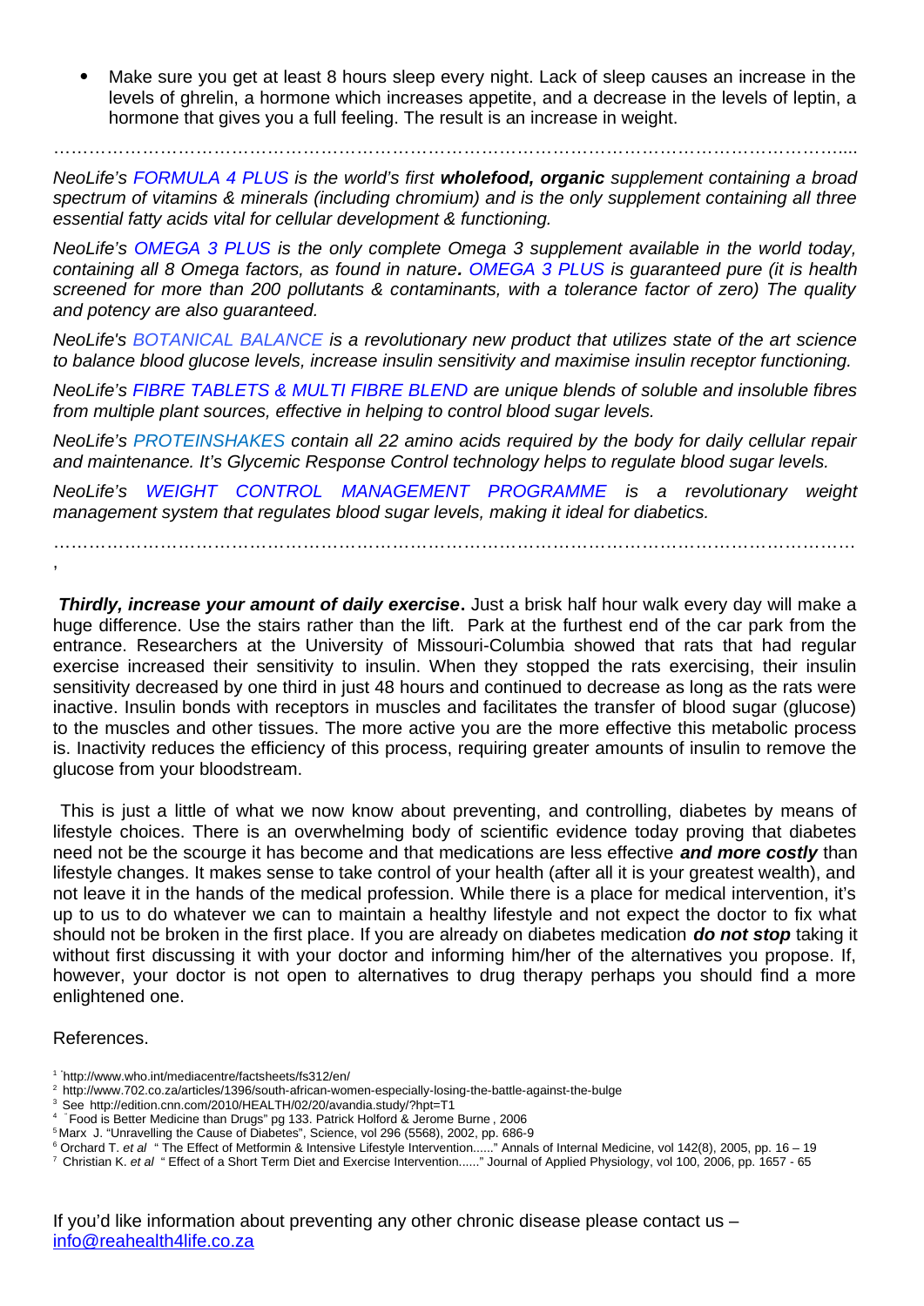- Make sure you get at least 8 hours sleep every night. Lack of sleep causes an increase in the levels of ghrelin, a hormone which increases appetite, and a decrease in the levels of leptin, a hormone that gives you a full feeling. The result is an increase in weight.

…………………………………………………………………………………………………………………....

*NeoLife's FORMULA 4 PLUS is the world's first **wholefood, organic** supplement containing a broad spectrum of vitamins & minerals (including chromium) and is the only supplement containing all three essential fatty acids vital for cellular development & functioning.*

*NeoLife's OMEGA 3 PLUS is the only complete Omega 3 supplement available in the world today, containing all 8 Omega factors, as found in nature. OMEGA 3 PLUS is guaranteed pure (it is health screened for more than 200 pollutants & contaminants, with a tolerance factor of zero) The quality and potency are also guaranteed.*

*NeoLife's BOTANICAL BALANCE is a revolutionary new product that utilizes state of the art science to balance blood glucose levels, increase insulin sensitivity and maximise insulin receptor functioning.*

*NeoLife's FIBRE TABLETS & MULTI FIBRE BLEND are unique blends of soluble and insoluble fibres from multiple plant sources, effective in helping to control blood sugar levels.*

*NeoLife's PROTEINSHAKES contain all 22 amino acids required by the body for daily cellular repair and maintenance. It's Glycemic Response Control technology helps to regulate blood sugar levels.*

*NeoLife's WEIGHT CONTROL MANAGEMENT PROGRAMME is a revolutionary weight management system that regulates blood sugar levels, making it ideal for diabetics.*

………………………………………………………………………………………………………………………

,

***Thirdly, increase your amount of daily exercise*.** Just a brisk half hour walk every day will make a huge difference. Use the stairs rather than the lift. Park at the furthest end of the car park from the entrance. Researchers at the University of Missouri-Columbia showed that rats that had regular exercise increased their sensitivity to insulin. When they stopped the rats exercising, their insulin sensitivity decreased by one third in just 48 hours and continued to decrease as long as the rats were inactive. Insulin bonds with receptors in muscles and facilitates the transfer of blood sugar (glucose) to the muscles and other tissues. The more active you are the more effective this metabolic process is. Inactivity reduces the efficiency of this process, requiring greater amounts of insulin to remove the glucose from your bloodstream.

This is just a little of what we now know about preventing, and controlling, diabetes by means of lifestyle choices. There is an overwhelming body of scientific evidence today proving that diabetes need not be the scourge it has become and that medications are less effective ***and more costly*** than lifestyle changes. It makes sense to take control of your health (after all it is your greatest wealth), and not leave it in the hands of the medical profession. While there is a place for medical intervention, it's up to us to do whatever we can to maintain a healthy lifestyle and not expect the doctor to fix what should not be broken in the first place. If you are already on diabetes medication ***do not stop*** taking it without first discussing it with your doctor and informing him/her of the alternatives you propose. If, however, your doctor is not open to alternatives to drug therapy perhaps you should find a more enlightened one.

References.

[1] http://www.who.int/mediacentre/factsheets/fs312/en/
[2] http://www.702.co.za/articles/1396/south-african-women-especially-losing-the-battle-against-the-bulge
[3] See http://edition.cnn.com/2010/HEALTH/02/20/avandia.study/?hpt=T1
[4] "Food is Better Medicine than Drugs" pg 133. Patrick Holford & Jerome Burne , 2006
[5] Marx J. "Unravelling the Cause of Diabetes", Science, vol 296 (5568), 2002, pp. 686-9
[6] Orchard T. *et al* " The Effect of Metformin & Intensive Lifestyle Intervention......" Annals of Internal Medicine, vol 142(8), 2005, pp. 16 – 19
[7] Christian K. *et al* " Effect of a Short Term Diet and Exercise Intervention......" Journal of Applied Physiology, vol 100, 2006, pp. 1657 - 65

If you'd like information about preventing any other chronic disease please contact us – info@reahealth4life.co.za